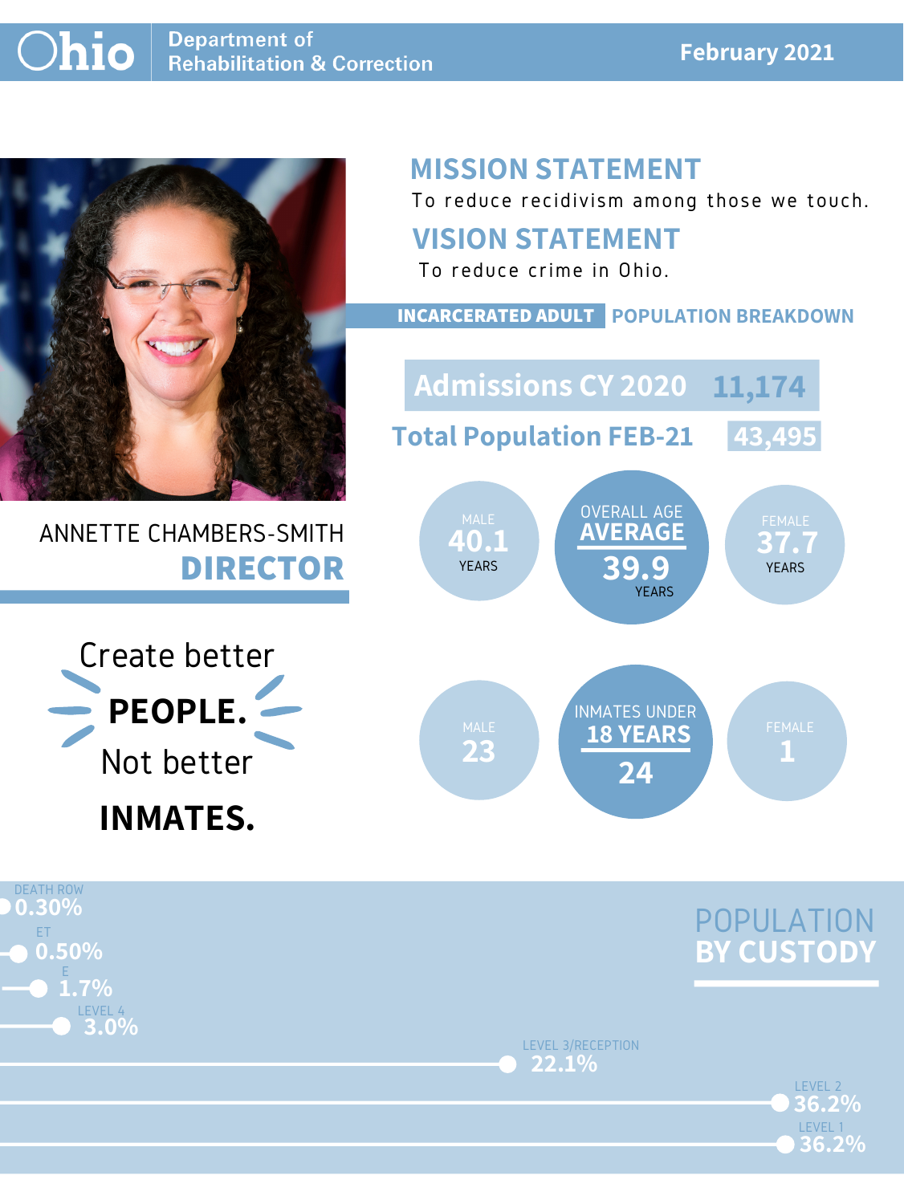# Ohio Department of Rehabilitation & Correction

**February 2021**

ANNETTE CHAMBERS-SMITH
**DIRECTOR**

## MISSION STATEMENT

To reduce recidivism among those we touch.

## VISION STATEMENT

To reduce crime in Ohio.

## INCARCERATED ADULT POPULATION BREAKDOWN

| | |
|---|---|
| Admissions CY 2020 | 11,174 |
| Total Population FEB-21 | 43,495 |

**OVERALL AGE AVERAGE**

| Male | Overall | Female |
|---|---|---|
| 40.1 YEARS | 39.9 YEARS | 37.7 YEARS |

**INMATES UNDER 18 YEARS**

| Male | Overall | Female |
|---|---|---|
| 23 | 24 | 1 |

Create better **PEOPLE.** Not better **INMATES.**

## POPULATION BY CUSTODY

| Custody | Percentage |
|---|---|
| DEATH ROW | 0.30% |
| ET | 0.50% |
| E | 1.7% |
| LEVEL 4 | 3.0% |
| LEVEL 3/RECEPTION | 22.1% |
| LEVEL 2 | 36.2% |
| LEVEL 1 | 36.2% |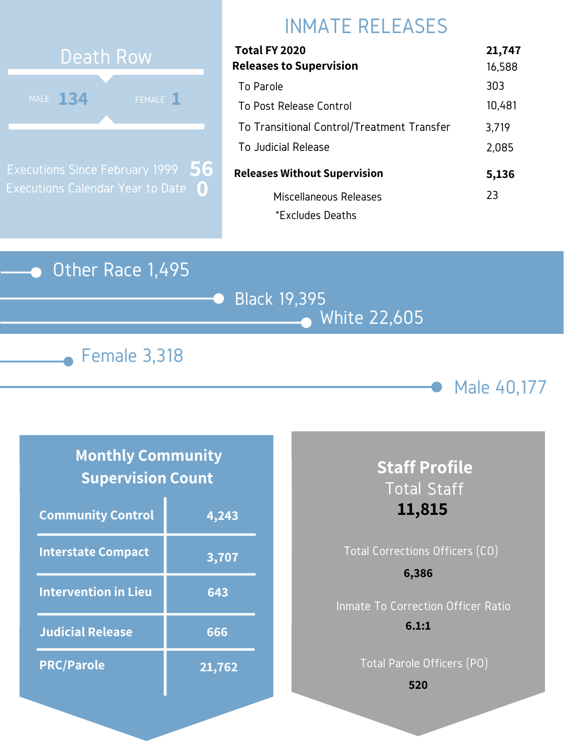## Death Row

| MALE | FEMALE |
|---|---|
| 134 | 1 |

Executions Since February 1999 **56**

Executions Calendar Year to Date **0**

## INMATE RELEASES

| | |
|---|---|
| **Total FY 2020** | **21,747** |
| **Releases to Supervision** | 16,588 |
| To Parole | 303 |
| To Post Release Control | 10,481 |
| To Transitional Control/Treatment Transfer | 3,719 |
| To Judicial Release | 2,085 |
| **Releases Without Supervision** | **5,136** |
| Miscellaneous Releases | 23 |

*Excludes Deaths

Other Race 1,495

Black 19,395

White 22,605

Female 3,318

Male 40,177

## Monthly Community Supervision Count

| | |
|---|---|
| **Community Control** | **4,243** |
| **Interstate Compact** | **3,707** |
| **Intervention in Lieu** | **643** |
| **Judicial Release** | **666** |
| **PRC/Parole** | **21,762** |

## Staff Profile

Total Staff

**11,815**

Total Corrections Officers (CO)

**6,386**

Inmate To Correction Officer Ratio

**6.1:1**

Total Parole Officers (PO)

**520**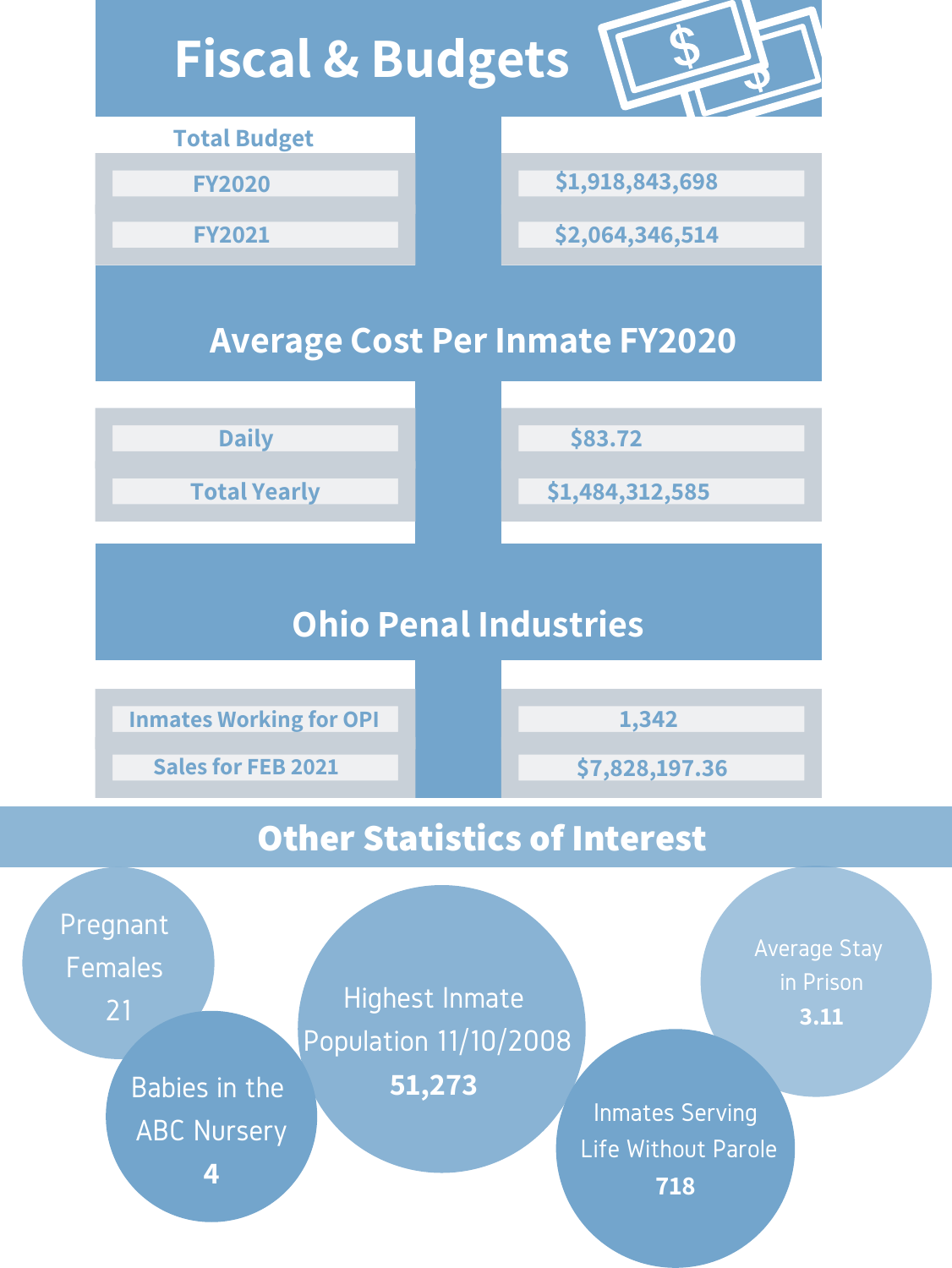# Fiscal & Budgets

## Total Budget

| | |
|---|---|
| FY2020 | $1,918,843,698 |
| FY2021 | $2,064,346,514 |

## Average Cost Per Inmate FY2020

| | |
|---|---|
| Daily | $83.72 |
| Total Yearly | $1,484,312,585 |

## Ohio Penal Industries

| | |
|---|---|
| Inmates Working for OPI | 1,342 |
| Sales for FEB 2021 | $7,828,197.36 |

## Other Statistics of Interest

Pregnant Females
21

Babies in the ABC Nursery
**4**

Highest Inmate Population 11/10/2008
**51,273**

Inmates Serving Life Without Parole
**718**

Average Stay in Prison
**3.11**